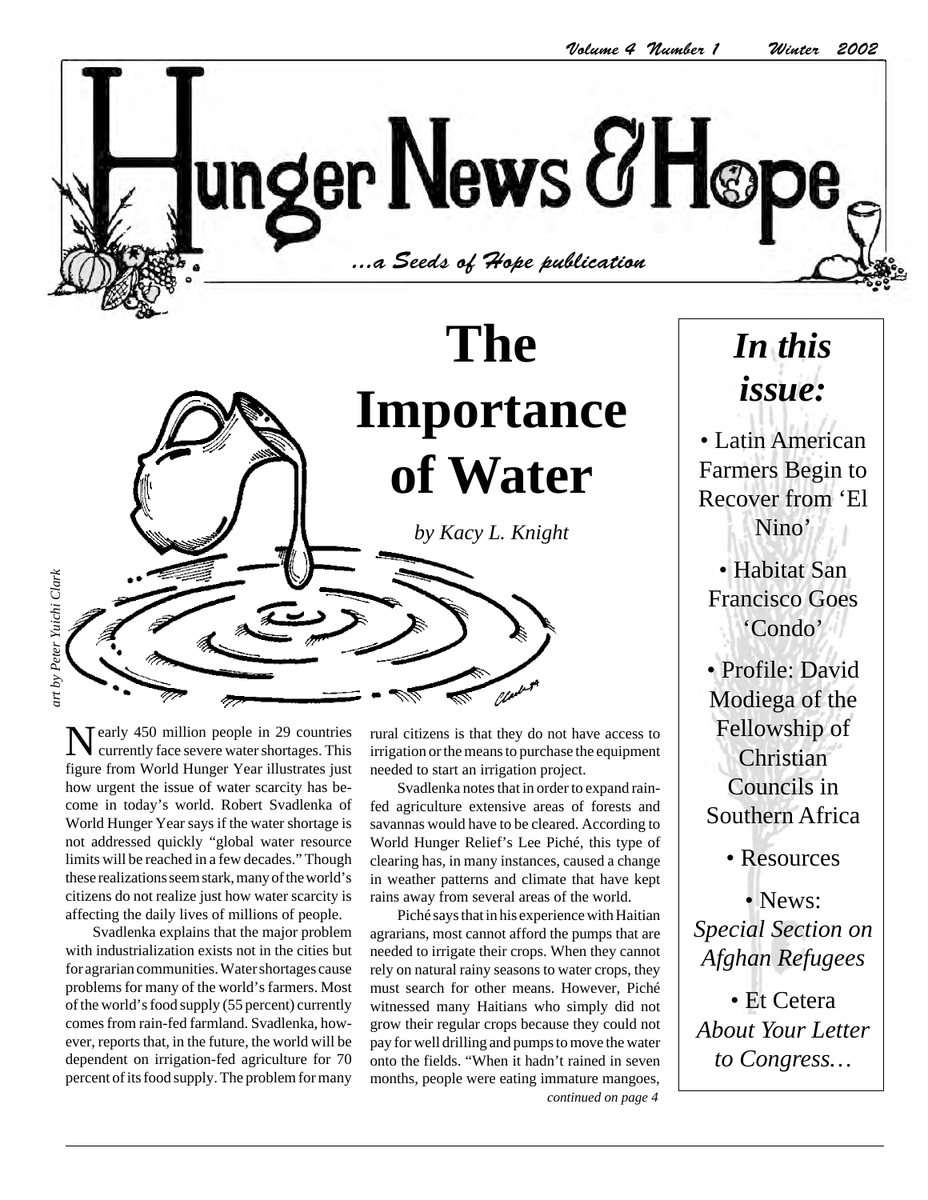# Hunger News & Hope

*...a Seeds of Hope publication*

*Volume 4 Number 1 Winter 2002*

# The Importance of Water

*by Kacy L. Knight*

*art by Peter Yuichi Clark*

Nearly 450 million people in 29 countries currently face severe water shortages. This figure from World Hunger Year illustrates just how urgent the issue of water scarcity has become in today's world. Robert Svadlenka of World Hunger Year says if the water shortage is not addressed quickly "global water resource limits will be reached in a few decades." Though these realizations seem stark, many of the world's citizens do not realize just how water scarcity is affecting the daily lives of millions of people.

Svadlenka explains that the major problem with industrialization exists not in the cities but for agrarian communities. Water shortages cause problems for many of the world's farmers. Most of the world's food supply (55 percent) currently comes from rain-fed farmland. Svadlenka, however, reports that, in the future, the world will be dependent on irrigation-fed agriculture for 70 percent of its food supply. The problem for many rural citizens is that they do not have access to irrigation or the means to purchase the equipment needed to start an irrigation project.

Svadlenka notes that in order to expand rain-fed agriculture extensive areas of forests and savannas would have to be cleared. According to World Hunger Relief's Lee Piché, this type of clearing has, in many instances, caused a change in weather patterns and climate that have kept rains away from several areas of the world.

Piché says that in his experience with Haitian agrarians, most cannot afford the pumps that are needed to irrigate their crops. When they cannot rely on natural rainy seasons to water crops, they must search for other means. However, Piché witnessed many Haitians who simply did not grow their regular crops because they could not pay for well drilling and pumps to move the water onto the fields. "When it hadn't rained in seven months, people were eating immature mangoes,

*continued on page 4*

## In this issue:

- Latin American Farmers Begin to Recover from 'El Nino'
- Habitat San Francisco Goes 'Condo'
- Profile: David Modiega of the Fellowship of Christian Councils in Southern Africa
- Resources
- News: *Special Section on Afghan Refugees*
- Et Cetera *About Your Letter to Congress…*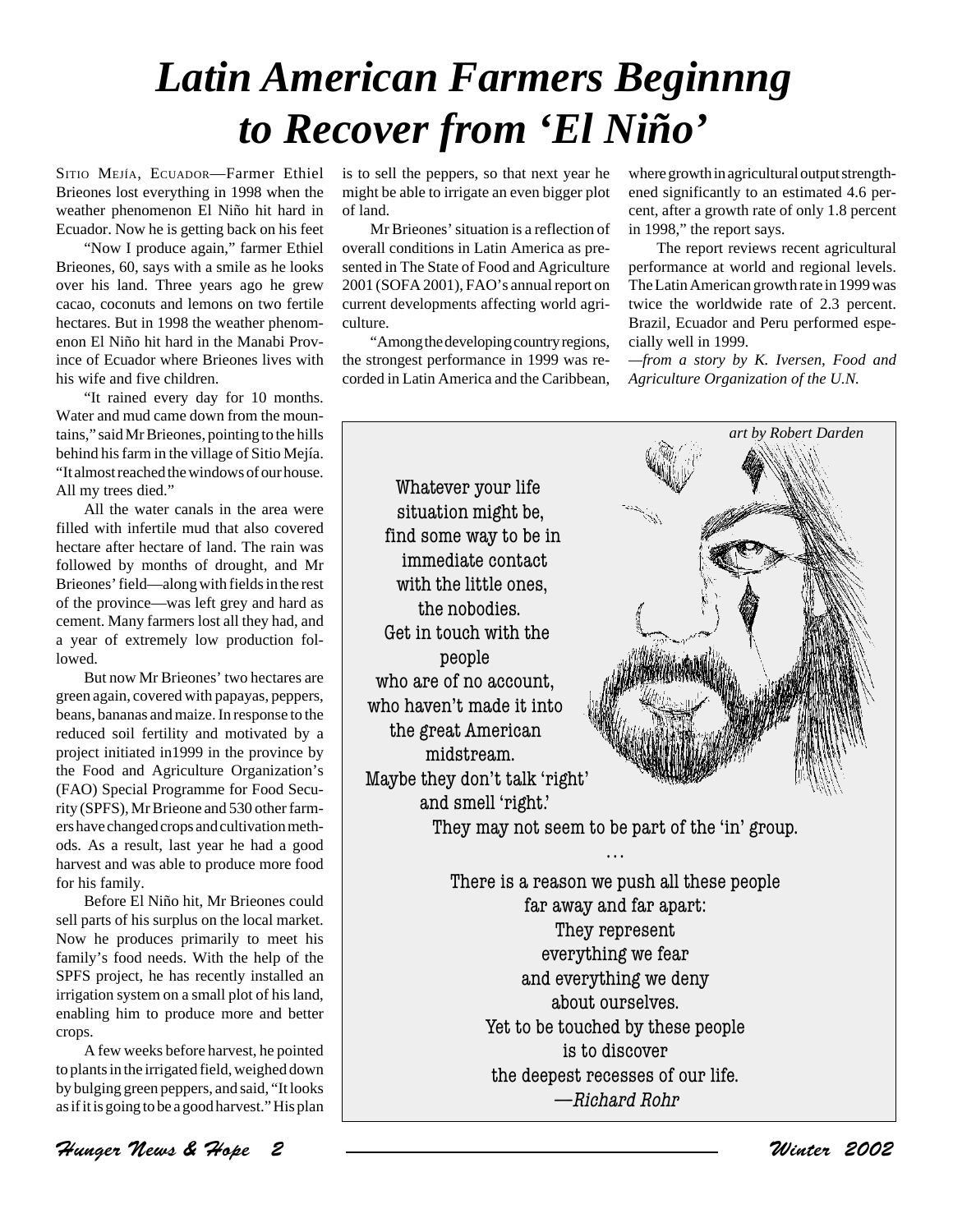# Latin American Farmers Beginnng to Recover from 'El Niño'

SITIO MEJÍA, ECUADOR—Farmer Ethiel Brieones lost everything in 1998 when the weather phenomenon El Niño hit hard in Ecuador. Now he is getting back on his feet

"Now I produce again," farmer Ethiel Brieones, 60, says with a smile as he looks over his land. Three years ago he grew cacao, coconuts and lemons on two fertile hectares. But in 1998 the weather phenomenon El Niño hit hard in the Manabi Province of Ecuador where Brieones lives with his wife and five children.

"It rained every day for 10 months. Water and mud came down from the mountains," said Mr Brieones, pointing to the hills behind his farm in the village of Sitio Mejía. "It almost reached the windows of our house. All my trees died."

All the water canals in the area were filled with infertile mud that also covered hectare after hectare of land. The rain was followed by months of drought, and Mr Brieones' field—along with fields in the rest of the province—was left grey and hard as cement. Many farmers lost all they had, and a year of extremely low production followed.

But now Mr Brieones' two hectares are green again, covered with papayas, peppers, beans, bananas and maize. In response to the reduced soil fertility and motivated by a project initiated in1999 in the province by the Food and Agriculture Organization's (FAO) Special Programme for Food Security (SPFS), Mr Brieone and 530 other farmers have changed crops and cultivation methods. As a result, last year he had a good harvest and was able to produce more food for his family.

Before El Niño hit, Mr Brieones could sell parts of his surplus on the local market. Now he produces primarily to meet his family's food needs. With the help of the SPFS project, he has recently installed an irrigation system on a small plot of his land, enabling him to produce more and better crops.

A few weeks before harvest, he pointed to plants in the irrigated field, weighed down by bulging green peppers, and said, "It looks as if it is going to be a good harvest." His plan is to sell the peppers, so that next year he might be able to irrigate an even bigger plot of land.

Mr Brieones' situation is a reflection of overall conditions in Latin America as presented in The State of Food and Agriculture 2001 (SOFA 2001), FAO's annual report on current developments affecting world agriculture.

"Among the developing country regions, the strongest performance in 1999 was recorded in Latin America and the Caribbean, where growth in agricultural output strengthened significantly to an estimated 4.6 percent, after a growth rate of only 1.8 percent in 1998," the report says.

The report reviews recent agricultural performance at world and regional levels. The Latin American growth rate in 1999 was twice the worldwide rate of 2.3 percent. Brazil, Ecuador and Peru performed especially well in 1999.

*—from a story by K. Iversen, Food and Agriculture Organization of the U.N.*

---

*art by Robert Darden*

Whatever your life
situation might be,
find some way to be in
immediate contact
with the little ones,
the nobodies.
Get in touch with the
people
who are of no account,
who haven't made it into
the great American
midstream.
Maybe they don't talk 'right'
and smell 'right.'
They may not seem to be part of the 'in' group.

. . .

There is a reason we push all these people
far away and far apart:
They represent
everything we fear
and everything we deny
about ourselves.
Yet to be touched by these people
is to discover
the deepest recesses of our life.

*—Richard Rohr*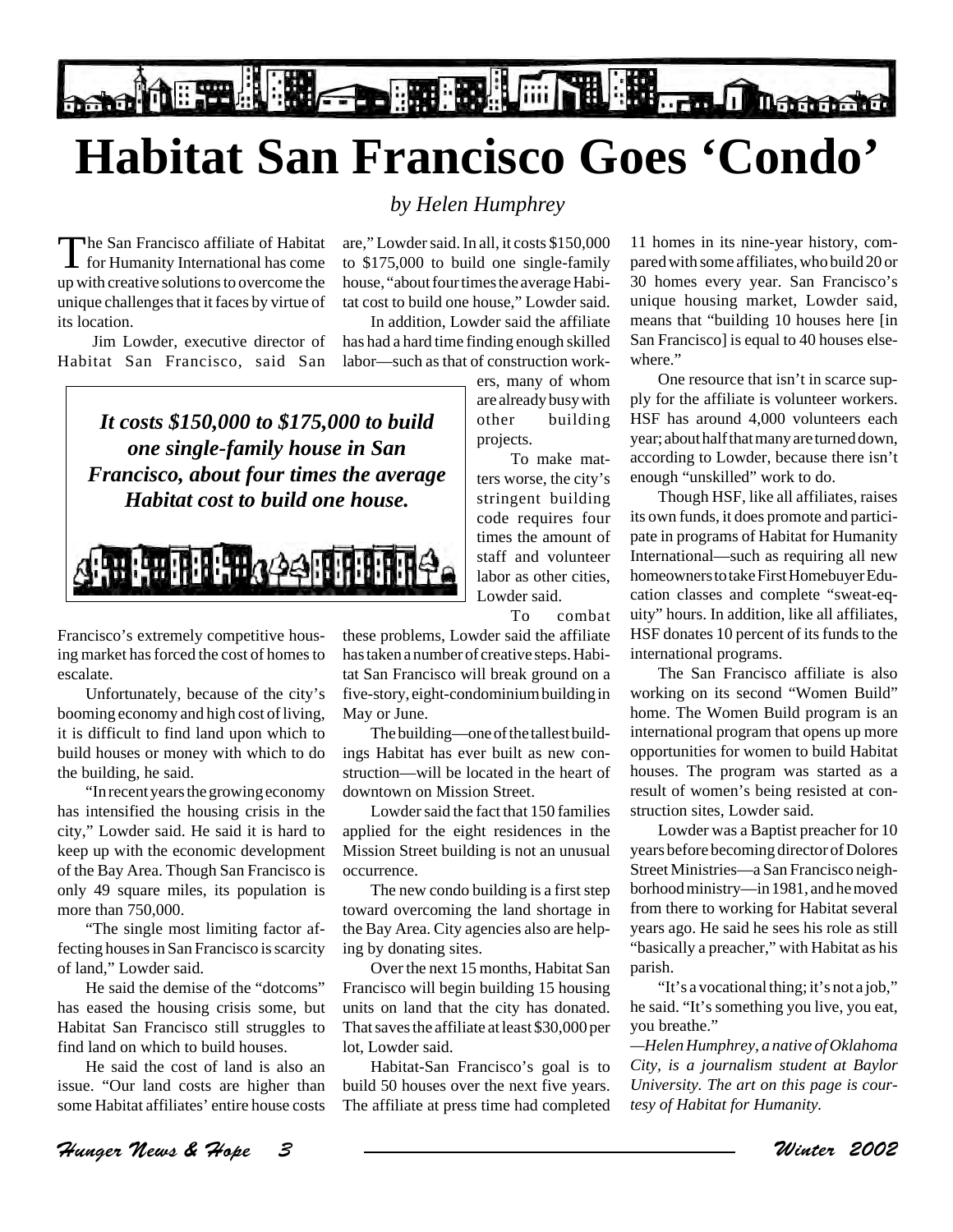# Habitat San Francisco Goes 'Condo'

*by Helen Humphrey*

The San Francisco affiliate of Habitat for Humanity International has come up with creative solutions to overcome the unique challenges that it faces by virtue of its location.

Jim Lowder, executive director of Habitat San Francisco, said San Francisco's extremely competitive housing market has forced the cost of homes to escalate.

Unfortunately, because of the city's booming economy and high cost of living, it is difficult to find land upon which to build houses or money with which to do the building, he said.

"In recent years the growing economy has intensified the housing crisis in the city," Lowder said. He said it is hard to keep up with the economic development of the Bay Area. Though San Francisco is only 49 square miles, its population is more than 750,000.

"The single most limiting factor affecting houses in San Francisco is scarcity of land," Lowder said.

He said the demise of the "dotcoms" has eased the housing crisis some, but Habitat San Francisco still struggles to find land on which to build houses.

He said the cost of land is also an issue. "Our land costs are higher than some Habitat affiliates' entire house costs are," Lowder said. In all, it costs $150,000 to $175,000 to build one single-family house, "about four times the average Habitat cost to build one house," Lowder said.

> ***It costs $150,000 to $175,000 to build one single-family house in San Francisco, about four times the average Habitat cost to build one house.***

In addition, Lowder said the affiliate has had a hard time finding enough skilled labor—such as that of construction workers, many of whom are already busy with other building projects.

To make matters worse, the city's stringent building code requires four times the amount of staff and volunteer labor as other cities, Lowder said.

To combat these problems, Lowder said the affiliate has taken a number of creative steps. Habitat San Francisco will break ground on a five-story, eight-condominium building in May or June.

The building—one of the tallest buildings Habitat has ever built as new construction—will be located in the heart of downtown on Mission Street.

Lowder said the fact that 150 families applied for the eight residences in the Mission Street building is not an unusual occurrence.

The new condo building is a first step toward overcoming the land shortage in the Bay Area. City agencies also are helping by donating sites.

Over the next 15 months, Habitat San Francisco will begin building 15 housing units on land that the city has donated. That saves the affiliate at least $30,000 per lot, Lowder said.

Habitat-San Francisco's goal is to build 50 houses over the next five years. The affiliate at press time had completed 11 homes in its nine-year history, compared with some affiliates, who build 20 or 30 homes every year. San Francisco's unique housing market, Lowder said, means that "building 10 houses here [in San Francisco] is equal to 40 houses elsewhere."

One resource that isn't in scarce supply for the affiliate is volunteer workers. HSF has around 4,000 volunteers each year; about half that many are turned down, according to Lowder, because there isn't enough "unskilled" work to do.

Though HSF, like all affiliates, raises its own funds, it does promote and participate in programs of Habitat for Humanity International—such as requiring all new homeowners to take First Homebuyer Education classes and complete "sweat-equity" hours. In addition, like all affiliates, HSF donates 10 percent of its funds to the international programs.

The San Francisco affiliate is also working on its second "Women Build" home. The Women Build program is an international program that opens up more opportunities for women to build Habitat houses. The program was started as a result of women's being resisted at construction sites, Lowder said.

Lowder was a Baptist preacher for 10 years before becoming director of Dolores Street Ministries—a San Francisco neighborhood ministry—in 1981, and he moved from there to working for Habitat several years ago. He said he sees his role as still "basically a preacher," with Habitat as his parish.

"It's a vocational thing; it's not a job," he said. "It's something you live, you eat, you breathe."

*—Helen Humphrey, a native of Oklahoma City, is a journalism student at Baylor University. The art on this page is courtesy of Habitat for Humanity.*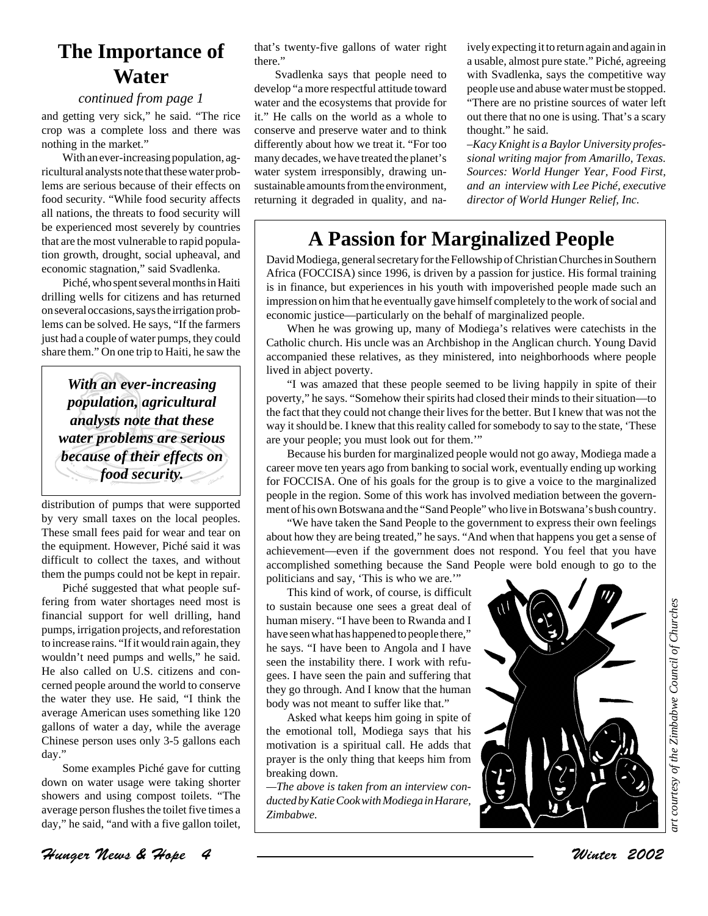## The Importance of Water

*continued from page 1*

and getting very sick," he said. "The rice crop was a complete loss and there was nothing in the market."

With an ever-increasing population, agricultural analysts note that these water problems are serious because of their effects on food security. "While food security affects all nations, the threats to food security will be experienced most severely by countries that are the most vulnerable to rapid population growth, drought, social upheaval, and economic stagnation," said Svadlenka.

Piché, who spent several months in Haiti drilling wells for citizens and has returned on several occasions, says the irrigation problems can be solved. He says, "If the farmers just had a couple of water pumps, they could share them." On one trip to Haiti, he saw the distribution of pumps that were supported by very small taxes on the local peoples. These small fees paid for wear and tear on the equipment. However, Piché said it was difficult to collect the taxes, and without them the pumps could not be kept in repair.

> ***With an ever-increasing population, agricultural analysts note that these water problems are serious because of their effects on food security.***

Piché suggested that what people suffering from water shortages need most is financial support for well drilling, hand pumps, irrigation projects, and reforestation to increase rains. "If it would rain again, they wouldn't need pumps and wells," he said. He also called on U.S. citizens and concerned people around the world to conserve the water they use. He said, "I think the average American uses something like 120 gallons of water a day, while the average Chinese person uses only 3-5 gallons each day."

Some examples Piché gave for cutting down on water usage were taking shorter showers and using compost toilets. "The average person flushes the toilet five times a day," he said, "and with a five gallon toilet, that's twenty-five gallons of water right there."

Svadlenka says that people need to develop "a more respectful attitude toward water and the ecosystems that provide for it." He calls on the world as a whole to conserve and preserve water and to think differently about how we treat it. "For too many decades, we have treated the planet's water system irresponsibly, drawing unsustainable amounts from the environment, returning it degraded in quality, and naively expecting it to return again and again in a usable, almost pure state." Piché, agreeing with Svadlenka, says the competitive way people use and abuse water must be stopped. "There are no pristine sources of water left out there that no one is using. That's a scary thought." he said.

*–Kacy Knight is a Baylor University professional writing major from Amarillo, Texas. Sources: World Hunger Year, Food First, and an interview with Lee Piché, executive director of World Hunger Relief, Inc.*

## A Passion for Marginalized People

David Modiega, general secretary for the Fellowship of Christian Churches in Southern Africa (FOCCISA) since 1996, is driven by a passion for justice. His formal training is in finance, but experiences in his youth with impoverished people made such an impression on him that he eventually gave himself completely to the work of social and economic justice—particularly on the behalf of marginalized people.

When he was growing up, many of Modiega's relatives were catechists in the Catholic church. His uncle was an Archbishop in the Anglican church. Young David accompanied these relatives, as they ministered, into neighborhoods where people lived in abject poverty.

"I was amazed that these people seemed to be living happily in spite of their poverty," he says. "Somehow their spirits had closed their minds to their situation—to the fact that they could not change their lives for the better. But I knew that was not the way it should be. I knew that this reality called for somebody to say to the state, 'These are your people; you must look out for them.'"

Because his burden for marginalized people would not go away, Modiega made a career move ten years ago from banking to social work, eventually ending up working for FOCCISA. One of his goals for the group is to give a voice to the marginalized people in the region. Some of this work has involved mediation between the government of his own Botswana and the "Sand People" who live in Botswana's bush country.

"We have taken the Sand People to the government to express their own feelings about how they are being treated," he says. "And when that happens you get a sense of achievement—even if the government does not respond. You feel that you have accomplished something because the Sand People were bold enough to go to the politicians and say, 'This is who we are.'"

This kind of work, of course, is difficult to sustain because one sees a great deal of human misery. "I have been to Rwanda and I have seen what has happened to people there," he says. "I have been to Angola and I have seen the instability there. I work with refugees. I have seen the pain and suffering that they go through. And I know that the human body was not meant to suffer like that."

Asked what keeps him going in spite of the emotional toll, Modiega says that his motivation is a spiritual call. He adds that prayer is the only thing that keeps him from breaking down.

*—The above is taken from an interview conducted by Katie Cook with Modiega in Harare, Zimbabwe.*

*art courtesy of the Zimbabwe Council of Churches*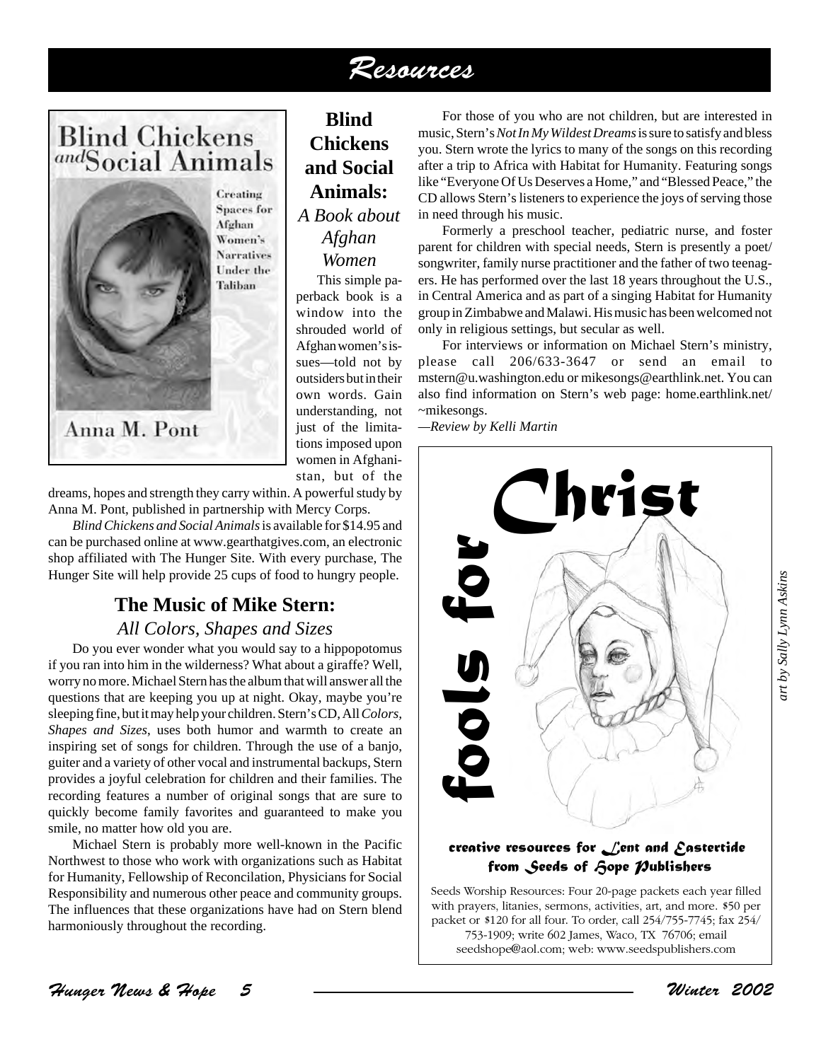# Resources

## Blind Chickens and Social Animals: *A Book about Afghan Women*

This simple paperback book is a window into the shrouded world of Afghan women's issues—told not by outsiders but in their own words. Gain understanding, not just of the limitations imposed upon women in Afghanistan, but of the dreams, hopes and strength they carry within. A powerful study by Anna M. Pont, published in partnership with Mercy Corps.

*Blind Chickens and Social Animals* is available for $14.95 and can be purchased online at www.gearthatgives.com, an electronic shop affiliated with The Hunger Site. With every purchase, The Hunger Site will help provide 25 cups of food to hungry people.

## The Music of Mike Stern: *All Colors, Shapes and Sizes*

Do you ever wonder what you would say to a hippopotomus if you ran into him in the wilderness? What about a giraffe? Well, worry no more. Michael Stern has the album that will answer all the questions that are keeping you up at night. Okay, maybe you're sleeping fine, but it may help your children. Stern's CD, All *Colors, Shapes and Sizes*, uses both humor and warmth to create an inspiring set of songs for children. Through the use of a banjo, guiter and a variety of other vocal and instrumental backups, Stern provides a joyful celebration for children and their families. The recording features a number of original songs that are sure to quickly become family favorites and guaranteed to make you smile, no matter how old you are.

Michael Stern is probably more well-known in the Pacific Northwest to those who work with organizations such as Habitat for Humanity, Fellowship of Reconcilation, Physicians for Social Responsibility and numerous other peace and community groups. The influences that these organizations have had on Stern blend harmoniously throughout the recording.

For those of you who are not children, but are interested in music, Stern's *Not In My Wildest Dreams* is sure to satisfy and bless you. Stern wrote the lyrics to many of the songs on this recording after a trip to Africa with Habitat for Humanity. Featuring songs like "Everyone Of Us Deserves a Home," and "Blessed Peace," the CD allows Stern's listeners to experience the joys of serving those in need through his music.

Formerly a preschool teacher, pediatric nurse, and foster parent for children with special needs, Stern is presently a poet/songwriter, family nurse practitioner and the father of two teenagers. He has performed over the last 18 years throughout the U.S., in Central America and as part of a singing Habitat for Humanity group in Zimbabwe and Malawi. His music has been welcomed not only in religious settings, but secular as well.

For interviews or information on Michael Stern's ministry, please call 206/633-3647 or send an email to mstern@u.washington.edu or mikesongs@earthlink.net. You can also find information on Stern's web page: home.earthlink.net/~mikesongs.

*—Review by Kelli Martin*

---

**fools for Christ**

*art by Sally Lynn Askins*

**creative resources for Lent and Eastertide from Seeds of Hope Publishers**

Seeds Worship Resources: Four 20-page packets each year filled with prayers, litanies, sermons, activities, art, and more. $50 per packet or $120 for all four. To order, call 254/755-7745; fax 254/753-1909; write 602 James, Waco, TX 76706; email seedshope@aol.com; web: www.seedspublishers.com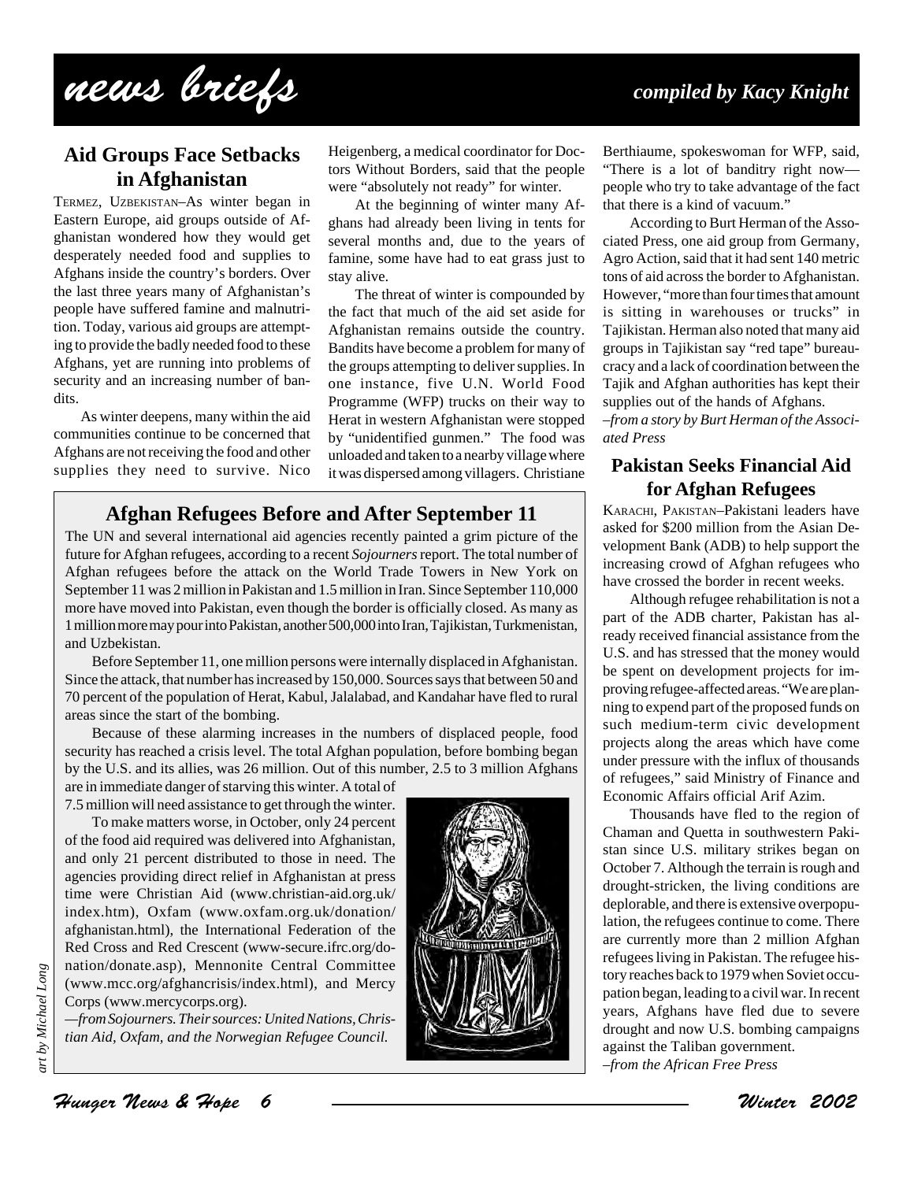# news briefs

*compiled by Kacy Knight*

## Aid Groups Face Setbacks in Afghanistan

TERMEZ, UZBEKISTAN–As winter began in Eastern Europe, aid groups outside of Afghanistan wondered how they would get desperately needed food and supplies to Afghans inside the country's borders. Over the last three years many of Afghanistan's people have suffered famine and malnutrition. Today, various aid groups are attempting to provide the badly needed food to these Afghans, yet are running into problems of security and an increasing number of bandits.

As winter deepens, many within the aid communities continue to be concerned that Afghans are not receiving the food and other supplies they need to survive. Nico Heigenberg, a medical coordinator for Doctors Without Borders, said that the people were "absolutely not ready" for winter.

At the beginning of winter many Afghans had already been living in tents for several months and, due to the years of famine, some have had to eat grass just to stay alive.

The threat of winter is compounded by the fact that much of the aid set aside for Afghanistan remains outside the country. Bandits have become a problem for many of the groups attempting to deliver supplies. In one instance, five U.N. World Food Programme (WFP) trucks on their way to Herat in western Afghanistan were stopped by "unidentified gunmen." The food was unloaded and taken to a nearby village where it was dispersed among villagers. Christiane Berthiaume, spokeswoman for WFP, said, "There is a lot of banditry right now—people who try to take advantage of the fact that there is a kind of vacuum."

According to Burt Herman of the Associated Press, one aid group from Germany, Agro Action, said that it had sent 140 metric tons of aid across the border to Afghanistan. However, "more than four times that amount is sitting in warehouses or trucks" in Tajikistan. Herman also noted that many aid groups in Tajikistan say "red tape" bureaucracy and a lack of coordination between the Tajik and Afghan authorities has kept their supplies out of the hands of Afghans.

*–from a story by Burt Herman of the Associated Press*

## Afghan Refugees Before and After September 11

The UN and several international aid agencies recently painted a grim picture of the future for Afghan refugees, according to a recent *Sojourners* report. The total number of Afghan refugees before the attack on the World Trade Towers in New York on September 11 was 2 million in Pakistan and 1.5 million in Iran. Since September 110,000 more have moved into Pakistan, even though the border is officially closed. As many as 1 million more may pour into Pakistan, another 500,000 into Iran, Tajikistan, Turkmenistan, and Uzbekistan.

Before September 11, one million persons were internally displaced in Afghanistan. Since the attack, that number has increased by 150,000. Sources says that between 50 and 70 percent of the population of Herat, Kabul, Jalalabad, and Kandahar have fled to rural areas since the start of the bombing.

Because of these alarming increases in the numbers of displaced people, food security has reached a crisis level. The total Afghan population, before bombing began by the U.S. and its allies, was 26 million. Out of this number, 2.5 to 3 million Afghans are in immediate danger of starving this winter. A total of 7.5 million will need assistance to get through the winter.

To make matters worse, in October, only 24 percent of the food aid required was delivered into Afghanistan, and only 21 percent distributed to those in need. The agencies providing direct relief in Afghanistan at press time were Christian Aid (www.christian-aid.org.uk/index.htm), Oxfam (www.oxfam.org.uk/donation/afghanistan.html), the International Federation of the Red Cross and Red Crescent (www-secure.ifrc.org/donation/donate.asp), Mennonite Central Committee (www.mcc.org/afghancrisis/index.html), and Mercy Corps (www.mercycorps.org).

*—from Sojourners. Their sources: United Nations, Christian Aid, Oxfam, and the Norwegian Refugee Council.*

*art by Michael Long*

## Pakistan Seeks Financial Aid for Afghan Refugees

KARACHI, PAKISTAN–Pakistani leaders have asked for $200 million from the Asian Development Bank (ADB) to help support the increasing crowd of Afghan refugees who have crossed the border in recent weeks.

Although refugee rehabilitation is not a part of the ADB charter, Pakistan has already received financial assistance from the U.S. and has stressed that the money would be spent on development projects for improving refugee-affected areas. "We are planning to expend part of the proposed funds on such medium-term civic development projects along the areas which have come under pressure with the influx of thousands of refugees," said Ministry of Finance and Economic Affairs official Arif Azim.

Thousands have fled to the region of Chaman and Quetta in southwestern Pakistan since U.S. military strikes began on October 7. Although the terrain is rough and drought-stricken, the living conditions are deplorable, and there is extensive overpopulation, the refugees continue to come. There are currently more than 2 million Afghan refugees living in Pakistan. The refugee history reaches back to 1979 when Soviet occupation began, leading to a civil war. In recent years, Afghans have fled due to severe drought and now U.S. bombing campaigns against the Taliban government.

*–from the African Free Press*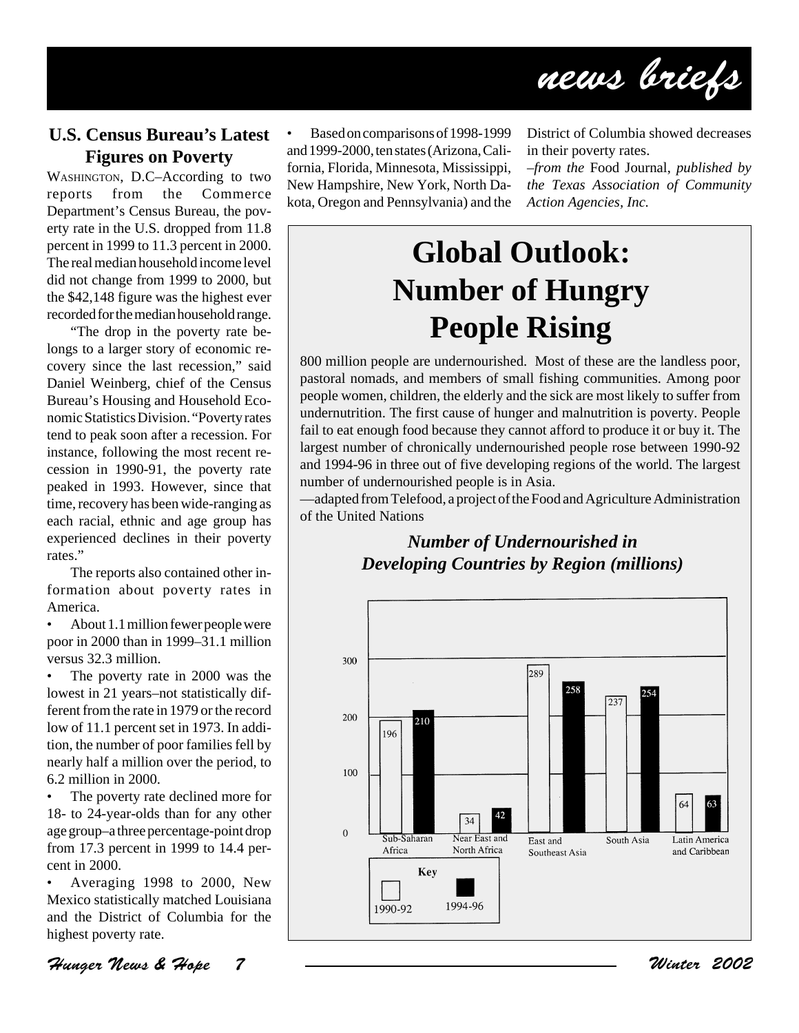# news briefs

## U.S. Census Bureau's Latest Figures on Poverty

WASHINGTON, D.C–According to two reports from the Commerce Department's Census Bureau, the poverty rate in the U.S. dropped from 11.8 percent in 1999 to 11.3 percent in 2000. The real median household income level did not change from 1999 to 2000, but the $42,148 figure was the highest ever recorded for the median household range.

"The drop in the poverty rate belongs to a larger story of economic recovery since the last recession," said Daniel Weinberg, chief of the Census Bureau's Housing and Household Economic Statistics Division. "Poverty rates tend to peak soon after a recession. For instance, following the most recent recession in 1990-91, the poverty rate peaked in 1993. However, since that time, recovery has been wide-ranging as each racial, ethnic and age group has experienced declines in their poverty rates."

The reports also contained other information about poverty rates in America.

- About 1.1 million fewer people were poor in 2000 than in 1999–31.1 million versus 32.3 million.
- The poverty rate in 2000 was the lowest in 21 years–not statistically different from the rate in 1979 or the record low of 11.1 percent set in 1973. In addition, the number of poor families fell by nearly half a million over the period, to 6.2 million in 2000.
- The poverty rate declined more for 18- to 24-year-olds than for any other age group–a three percentage-point drop from 17.3 percent in 1999 to 14.4 percent in 2000.
- Averaging 1998 to 2000, New Mexico statistically matched Louisiana and the District of Columbia for the highest poverty rate.
- Based on comparisons of 1998-1999 and 1999-2000, ten states (Arizona, California, Florida, Minnesota, Mississippi, New Hampshire, New York, North Dakota, Oregon and Pennsylvania) and the District of Columbia showed decreases in their poverty rates.

*–from the* Food Journal, *published by the Texas Association of Community Action Agencies, Inc.*

## Global Outlook: Number of Hungry People Rising

800 million people are undernourished. Most of these are the landless poor, pastoral nomads, and members of small fishing communities. Among poor people women, children, the elderly and the sick are most likely to suffer from undernutrition. The first cause of hunger and malnutrition is poverty. People fail to eat enough food because they cannot afford to produce it or buy it. The largest number of chronically undernourished people rose between 1990-92 and 1994-96 in three out of five developing regions of the world. The largest number of undernourished people is in Asia.

—adapted from Telefood, a project of the Food and Agriculture Administration of the United Nations

### *Number of Undernourished in Developing Countries by Region (millions)*

| Region | 1990-92 | 1994-96 |
|---|---|---|
| Sub-Saharan Africa | 196 | 210 |
| Near East and North Africa | 34 | 42 |
| East and Southeast Asia | 289 | 258 |
| South Asia | 237 | 254 |
| Latin America and Caribbean | 64 | 63 |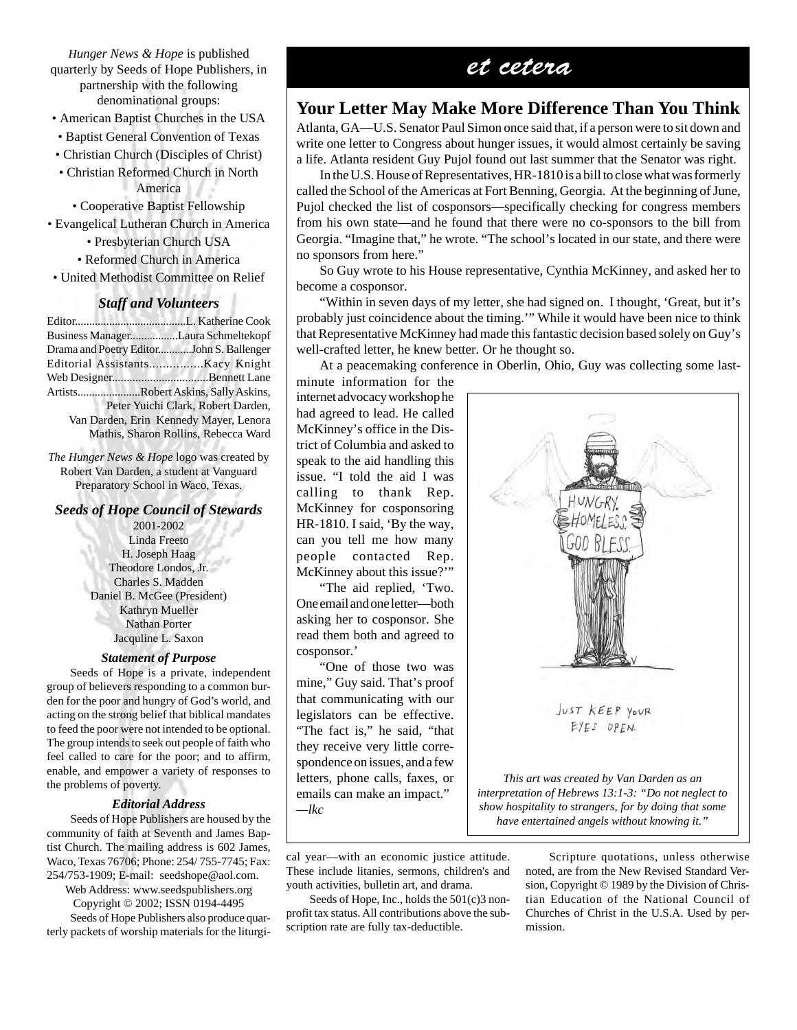*Hunger News & Hope* is published quarterly by Seeds of Hope Publishers, in partnership with the following denominational groups:

- American Baptist Churches in the USA
- Baptist General Convention of Texas
- Christian Church (Disciples of Christ)
- Christian Reformed Church in North America
- Cooperative Baptist Fellowship
- Evangelical Lutheran Church in America
- Presbyterian Church USA
- Reformed Church in America
- United Methodist Committee on Relief

### *Staff and Volunteers*

Editor........................................L. Katherine Cook
Business Manager.................Laura Schmeltekopf
Drama and Poetry Editor............John S. Ballenger
Editorial Assistants................Kacy Knight
Web Designer.................................Bennett Lane
Artists......................Robert Askins, Sally Askins, Peter Yuichi Clark, Robert Darden, Van Darden, Erin Kennedy Mayer, Lenora Mathis, Sharon Rollins, Rebecca Ward

*The Hunger News & Hope* logo was created by Robert Van Darden, a student at Vanguard Preparatory School in Waco, Texas.

### *Seeds of Hope Council of Stewards*

2001-2002
Linda Freeto
H. Joseph Haag
Theodore Londos, Jr.
Charles S. Madden
Daniel B. McGee (President)
Kathryn Mueller
Nathan Porter
Jacquline L. Saxon

#### *Statement of Purpose*

Seeds of Hope is a private, independent group of believers responding to a common burden for the poor and hungry of God's world, and acting on the strong belief that biblical mandates to feed the poor were not intended to be optional. The group intends to seek out people of faith who feel called to care for the poor; and to affirm, enable, and empower a variety of responses to the problems of poverty.

#### *Editorial Address*

Seeds of Hope Publishers are housed by the community of faith at Seventh and James Baptist Church. The mailing address is 602 James, Waco, Texas 76706; Phone: 254/ 755-7745; Fax: 254/753-1909; E-mail: seedshope@aol.com.

Web Address: www.seedspublishers.org

Copyright © 2002; ISSN 0194-4495

Seeds of Hope Publishers also produce quarterly packets of worship materials for the liturgical year—with an economic justice attitude. These include litanies, sermons, children's and youth activities, bulletin art, and drama.

Seeds of Hope, Inc., holds the 501(c)3 nonprofit tax status. All contributions above the subscription rate are fully tax-deductible.

Scripture quotations, unless otherwise noted, are from the New Revised Standard Version, Copyright © 1989 by the Division of Christian Education of the National Council of Churches of Christ in the U.S.A. Used by permission.

# *et cetera*

## Your Letter May Make More Difference Than You Think

Atlanta, GA—U.S. Senator Paul Simon once said that, if a person were to sit down and write one letter to Congress about hunger issues, it would almost certainly be saving a life. Atlanta resident Guy Pujol found out last summer that the Senator was right.

In the U.S. House of Representatives, HR-1810 is a bill to close what was formerly called the School of the Americas at Fort Benning, Georgia. At the beginning of June, Pujol checked the list of cosponsors—specifically checking for congress members from his own state—and he found that there were no co-sponsors to the bill from Georgia. "Imagine that," he wrote. "The school's located in our state, and there were no sponsors from here."

So Guy wrote to his House representative, Cynthia McKinney, and asked her to become a cosponsor.

"Within in seven days of my letter, she had signed on. I thought, 'Great, but it's probably just coincidence about the timing.'" While it would have been nice to think that Representative McKinney had made this fantastic decision based solely on Guy's well-crafted letter, he knew better. Or he thought so.

At a peacemaking conference in Oberlin, Ohio, Guy was collecting some last-minute information for the internet advocacy workshop he had agreed to lead. He called McKinney's office in the District of Columbia and asked to speak to the aid handling this issue. "I told the aid I was calling to thank Rep. McKinney for cosponsoring HR-1810. I said, 'By the way, can you tell me how many people contacted Rep. McKinney about this issue?'"

"The aid replied, 'Two. One email and one letter—both asking her to cosponsor. She read them both and agreed to cosponsor.'

"One of those two was mine," Guy said. That's proof that communicating with our legislators can be effective. "The fact is," he said, "that they receive very little correspondence on issues, and a few letters, phone calls, faxes, or emails can make an impact."
*—lkc*

*This art was created by Van Darden as an interpretation of Hebrews 13:1-3: "Do not neglect to show hospitality to strangers, for by doing that some have entertained angels without knowing it."*